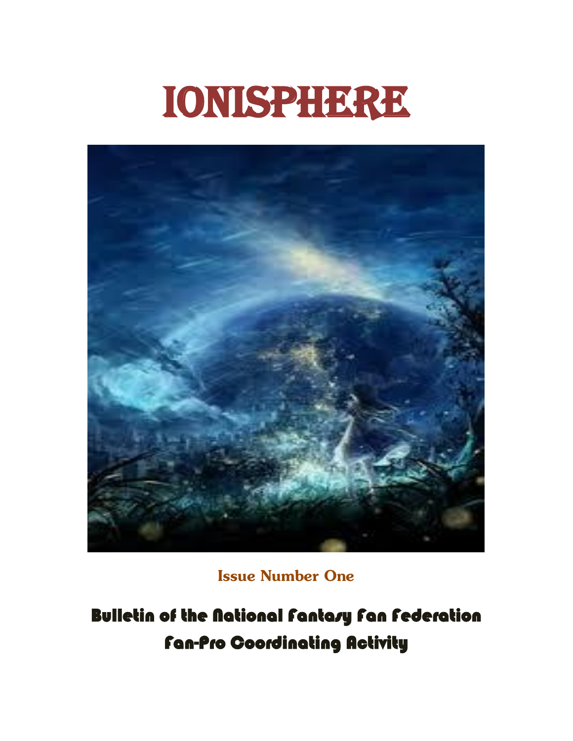# IONISPHERE

**Issue Number One**

## Bulletin of the National Fantasy Fan Federation Fan-Pro Coordinating Activity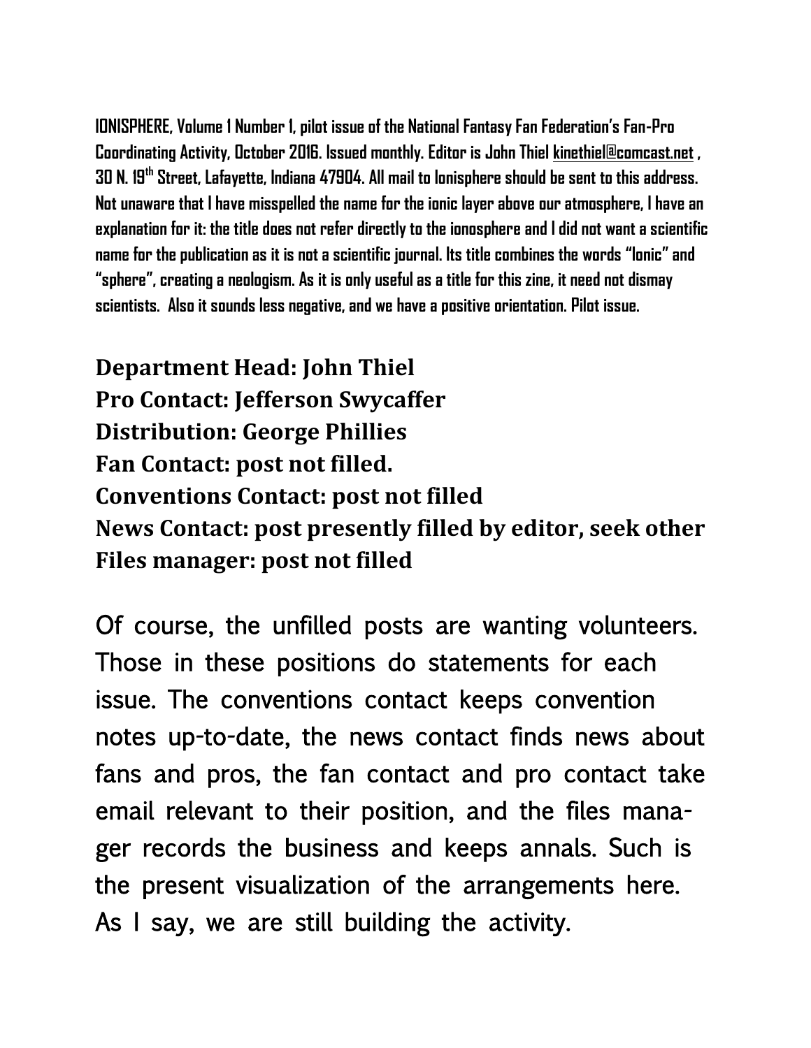**IONISPHERE, Volume 1 Number 1, pilot issue of the National Fantasy Fan Federation's Fan-Pro Coordinating Activity, October 2016. Issued monthly. Editor is John Thiel kinethiel@comcast.net , 30 N. 19th Street, Lafayette, Indiana 47904. All mail to Ionisphere should be sent to this address. Not unaware that I have misspelled the name for the ionic layer above our atmosphere, I have an explanation for it: the title does not refer directly to the ionosphere and I did not want a scientific name for the publication as it is not a scientific journal. Its title combines the words "Ionic" and "sphere", creating a neologism. As it is only useful as a title for this zine, it need not dismay scientists. Also it sounds less negative, and we have a positive orientation. Pilot issue.**

**Department Head: John Thiel**
**Pro Contact: Jefferson Swycaffer**
**Distribution: George Phillies**
**Fan Contact: post not filled.**
**Conventions Contact: post not filled**
**News Contact: post presently filled by editor, seek other**
**Files manager: post not filled**

Of course, the unfilled posts are wanting volunteers. Those in these positions do statements for each issue. The conventions contact keeps convention notes up-to-date, the news contact finds news about fans and pros, the fan contact and pro contact take email relevant to their position, and the files manager records the business and keeps annals. Such is the present visualization of the arrangements here. As I say, we are still building the activity.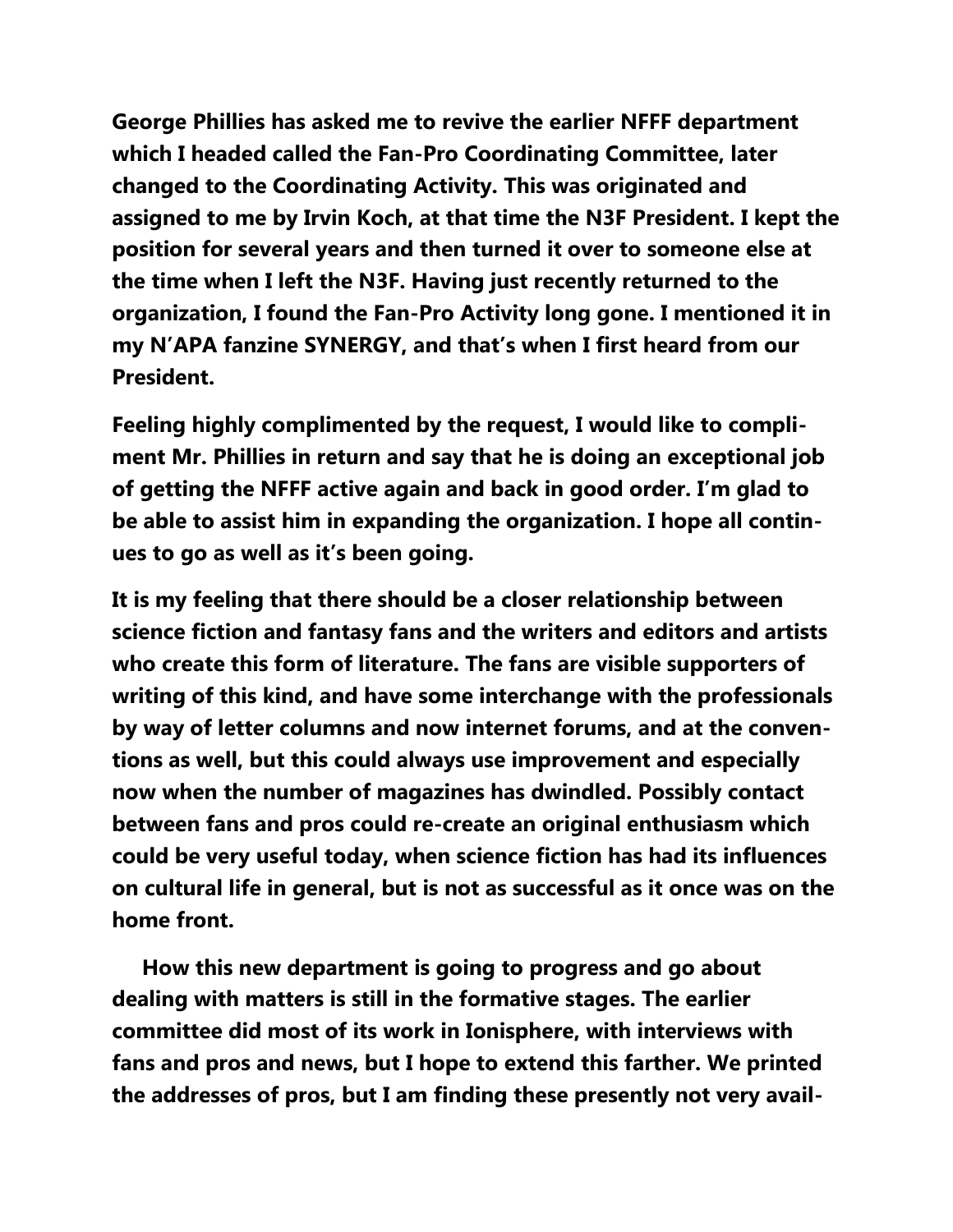**George Phillies has asked me to revive the earlier NFFF department which I headed called the Fan-Pro Coordinating Committee, later changed to the Coordinating Activity. This was originated and assigned to me by Irvin Koch, at that time the N3F President. I kept the position for several years and then turned it over to someone else at the time when I left the N3F. Having just recently returned to the organization, I found the Fan-Pro Activity long gone. I mentioned it in my N'APA fanzine SYNERGY, and that's when I first heard from our President.**

**Feeling highly complimented by the request, I would like to compliment Mr. Phillies in return and say that he is doing an exceptional job of getting the NFFF active again and back in good order. I'm glad to be able to assist him in expanding the organization. I hope all continues to go as well as it's been going.**

**It is my feeling that there should be a closer relationship between science fiction and fantasy fans and the writers and editors and artists who create this form of literature. The fans are visible supporters of writing of this kind, and have some interchange with the professionals by way of letter columns and now internet forums, and at the conventions as well, but this could always use improvement and especially now when the number of magazines has dwindled. Possibly contact between fans and pros could re-create an original enthusiasm which could be very useful today, when science fiction has had its influences on cultural life in general, but is not as successful as it once was on the home front.**

**How this new department is going to progress and go about dealing with matters is still in the formative stages. The earlier committee did most of its work in Ionisphere, with interviews with fans and pros and news, but I hope to extend this farther. We printed the addresses of pros, but I am finding these presently not very avail-**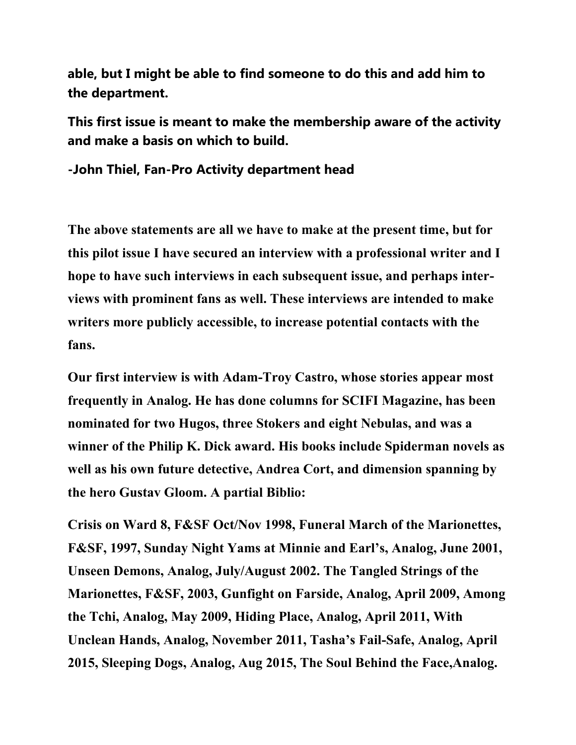**able, but I might be able to find someone to do this and add him to the department.**

**This first issue is meant to make the membership aware of the activity and make a basis on which to build.**

**-John Thiel, Fan-Pro Activity department head**

**The above statements are all we have to make at the present time, but for this pilot issue I have secured an interview with a professional writer and I hope to have such interviews in each subsequent issue, and perhaps interviews with prominent fans as well. These interviews are intended to make writers more publicly accessible, to increase potential contacts with the fans.**

**Our first interview is with Adam-Troy Castro, whose stories appear most frequently in Analog. He has done columns for SCIFI Magazine, has been nominated for two Hugos, three Stokers and eight Nebulas, and was a winner of the Philip K. Dick award. His books include Spiderman novels as well as his own future detective, Andrea Cort, and dimension spanning by the hero Gustav Gloom. A partial Biblio:**

**Crisis on Ward 8, F&SF Oct/Nov 1998, Funeral March of the Marionettes, F&SF, 1997, Sunday Night Yams at Minnie and Earl's, Analog, June 2001, Unseen Demons, Analog, July/August 2002. The Tangled Strings of the Marionettes, F&SF, 2003, Gunfight on Farside, Analog, April 2009, Among the Tchi, Analog, May 2009, Hiding Place, Analog, April 2011, With Unclean Hands, Analog, November 2011, Tasha's Fail-Safe, Analog, April 2015, Sleeping Dogs, Analog, Aug 2015, The Soul Behind the Face,Analog.**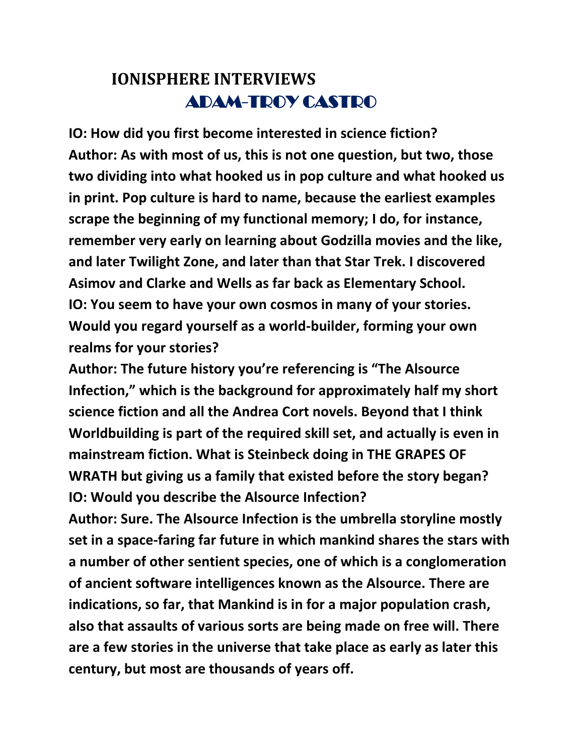# IONISPHERE INTERVIEWS

## ADAM-TROY CASTRO

**IO: How did you first become interested in science fiction?**

**Author: As with most of us, this is not one question, but two, those two dividing into what hooked us in pop culture and what hooked us in print. Pop culture is hard to name, because the earliest examples scrape the beginning of my functional memory; I do, for instance, remember very early on learning about Godzilla movies and the like, and later Twilight Zone, and later than that Star Trek. I discovered Asimov and Clarke and Wells as far back as Elementary School.**

**IO: You seem to have your own cosmos in many of your stories. Would you regard yourself as a world-builder, forming your own realms for your stories?**

**Author: The future history you're referencing is "The Alsource Infection," which is the background for approximately half my short science fiction and all the Andrea Cort novels. Beyond that I think Worldbuilding is part of the required skill set, and actually is even in mainstream fiction. What is Steinbeck doing in THE GRAPES OF WRATH but giving us a family that existed before the story began?**

**IO: Would you describe the Alsource Infection?**

**Author: Sure. The Alsource Infection is the umbrella storyline mostly set in a space-faring far future in which mankind shares the stars with a number of other sentient species, one of which is a conglomeration of ancient software intelligences known as the Alsource. There are indications, so far, that Mankind is in for a major population crash, also that assaults of various sorts are being made on free will. There are a few stories in the universe that take place as early as later this century, but most are thousands of years off.**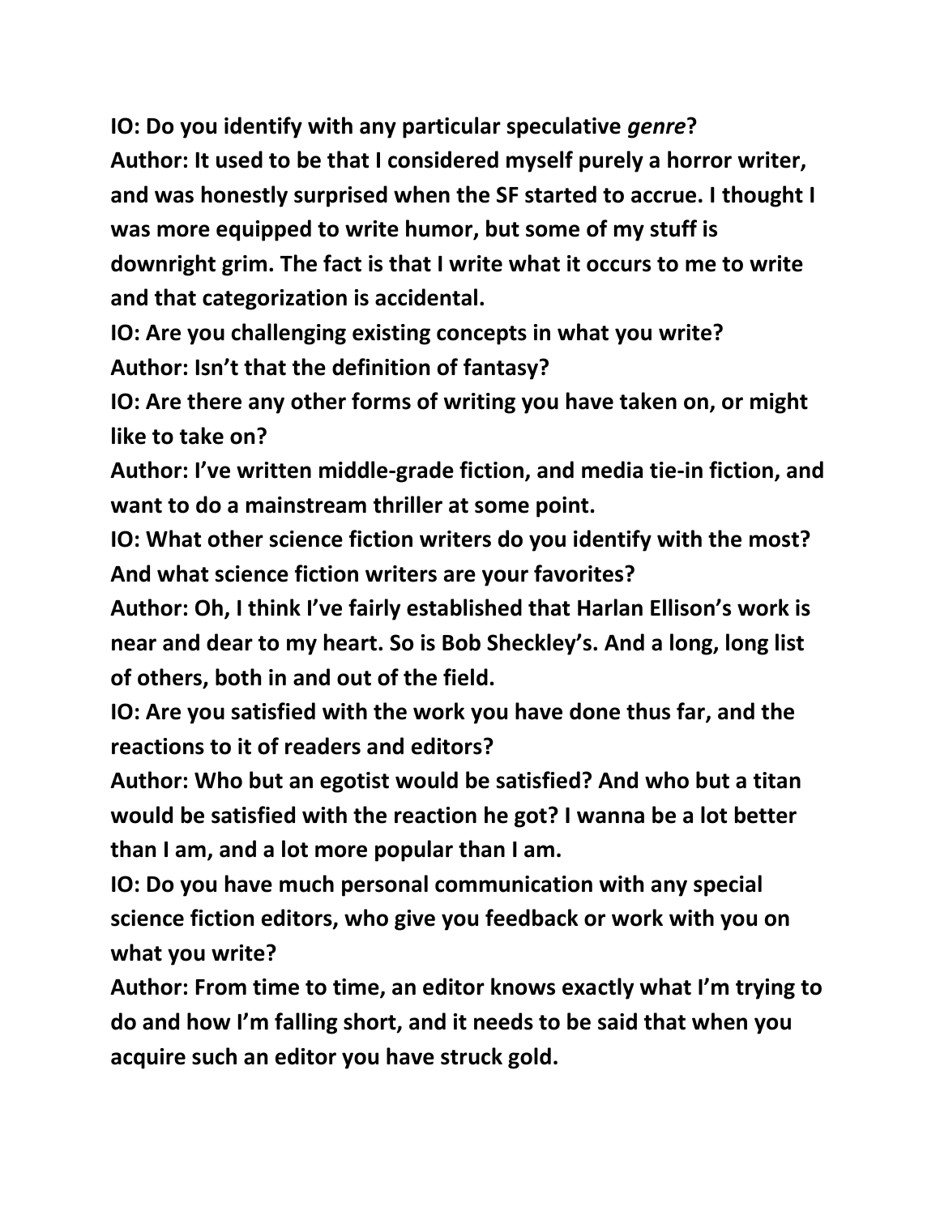**IO: Do you identify with any particular speculative *genre*?**

**Author: It used to be that I considered myself purely a horror writer, and was honestly surprised when the SF started to accrue. I thought I was more equipped to write humor, but some of my stuff is downright grim. The fact is that I write what it occurs to me to write and that categorization is accidental.**

**IO: Are you challenging existing concepts in what you write?**

**Author: Isn't that the definition of fantasy?**

**IO: Are there any other forms of writing you have taken on, or might like to take on?**

**Author: I've written middle-grade fiction, and media tie-in fiction, and want to do a mainstream thriller at some point.**

**IO: What other science fiction writers do you identify with the most? And what science fiction writers are your favorites?**

**Author: Oh, I think I've fairly established that Harlan Ellison's work is near and dear to my heart. So is Bob Sheckley's. And a long, long list of others, both in and out of the field.**

**IO: Are you satisfied with the work you have done thus far, and the reactions to it of readers and editors?**

**Author: Who but an egotist would be satisfied? And who but a titan would be satisfied with the reaction he got? I wanna be a lot better than I am, and a lot more popular than I am.**

**IO: Do you have much personal communication with any special science fiction editors, who give you feedback or work with you on what you write?**

**Author: From time to time, an editor knows exactly what I'm trying to do and how I'm falling short, and it needs to be said that when you acquire such an editor you have struck gold.**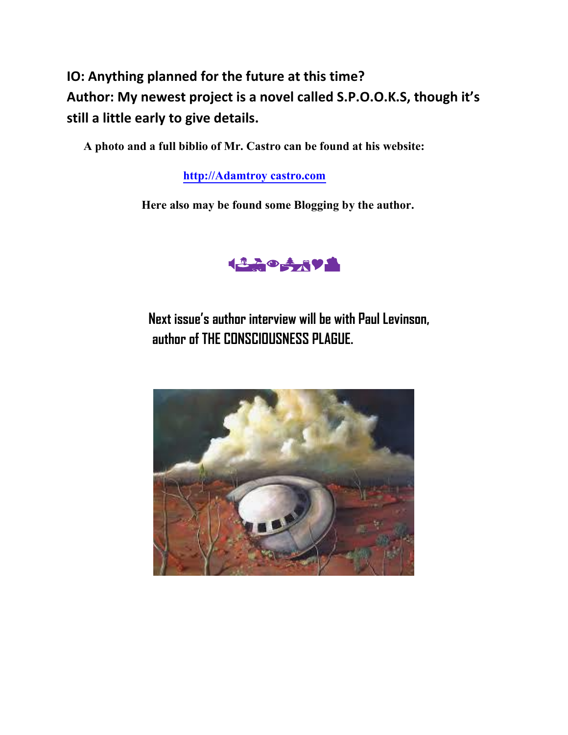**IO: Anything planned for the future at this time?**
**Author: My newest project is a novel called S.P.O.O.K.S, though it's still a little early to give details.**

**A photo and a full biblio of Mr. Castro can be found at his website:**

**http://Adamtroy castro.com**

**Here also may be found some Blogging by the author.**

**Next issue's author interview will be with Paul Levinson, author of THE CONSCIOUSNESS PLAGUE.**